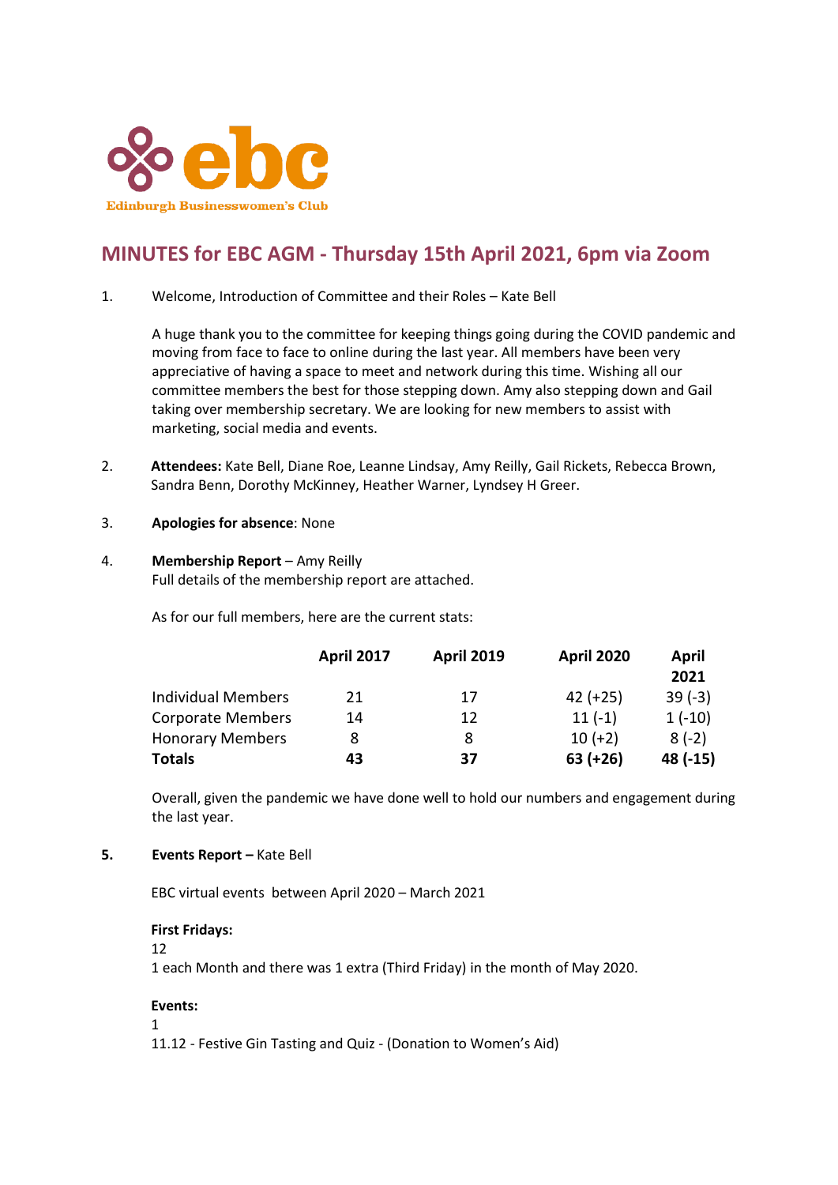Edinburgh Businesswomen's Club

# MINUTES for EBC AGM - Thursday 15th April 2021, 6pm via Zoom

1. Welcome, Introduction of Committee and their Roles – Kate Bell

   A huge thank you to the committee for keeping things going during the COVID pandemic and moving from face to face to online during the last year. All members have been very appreciative of having a space to meet and network during this time. Wishing all our committee members the best for those stepping down. Amy also stepping down and Gail taking over membership secretary. We are looking for new members to assist with marketing, social media and events.

2. **Attendees:** Kate Bell, Diane Roe, Leanne Lindsay, Amy Reilly, Gail Rickets, Rebecca Brown, Sandra Benn, Dorothy McKinney, Heather Warner, Lyndsey H Greer.

3. **Apologies for absence**: None

4. **Membership Report** – Amy Reilly
   Full details of the membership report are attached.

   As for our full members, here are the current stats:

| | April 2017 | April 2019 | April 2020 | April 2021 |
|---|---|---|---|---|
| Individual Members | 21 | 17 | 42 (+25) | 39 (-3) |
| Corporate Members | 14 | 12 | 11 (-1) | 1 (-10) |
| Honorary Members | 8 | 8 | 10 (+2) | 8 (-2) |
| **Totals** | **43** | **37** | **63 (+26)** | **48 (-15)** |

   Overall, given the pandemic we have done well to hold our numbers and engagement during the last year.

5. **Events Report –** Kate Bell

   EBC virtual events between April 2020 – March 2021

   **First Fridays:**
   12
   1 each Month and there was 1 extra (Third Friday) in the month of May 2020.

   **Events:**
   1
   11.12 - Festive Gin Tasting and Quiz - (Donation to Women's Aid)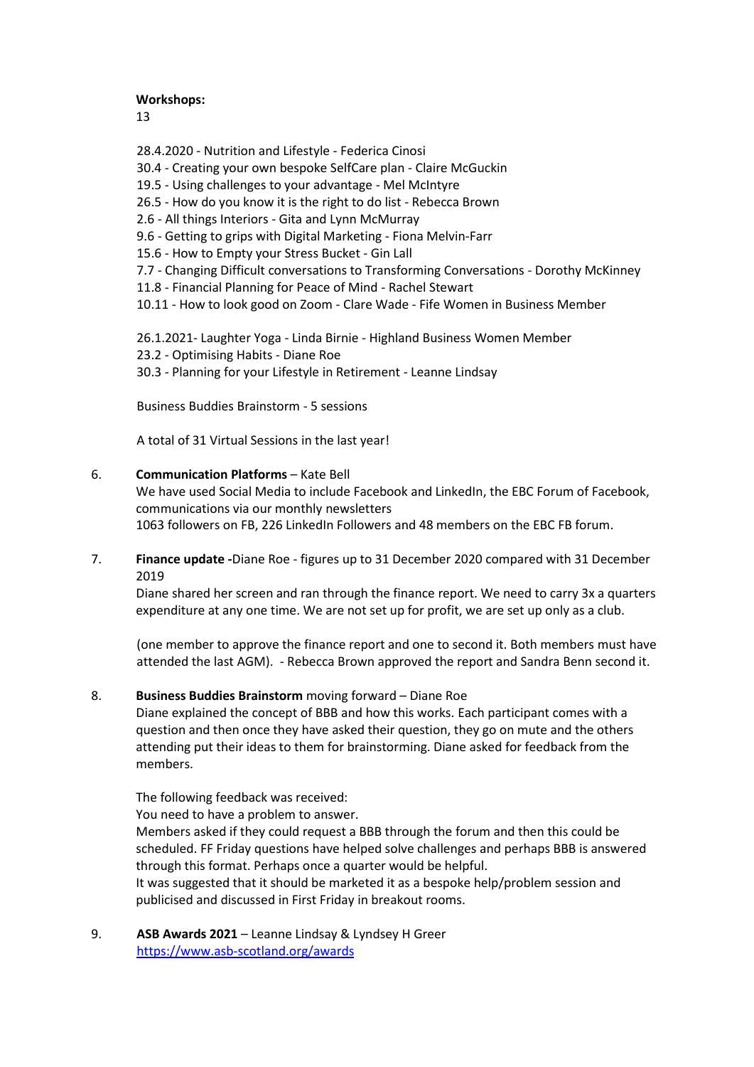**Workshops:**

13

28.4.2020 - Nutrition and Lifestyle - Federica Cinosi
30.4 - Creating your own bespoke SelfCare plan - Claire McGuckin
19.5 - Using challenges to your advantage - Mel McIntyre
26.5 - How do you know it is the right to do list - Rebecca Brown
2.6 - All things Interiors - Gita and Lynn McMurray
9.6 - Getting to grips with Digital Marketing - Fiona Melvin-Farr
15.6 - How to Empty your Stress Bucket - Gin Lall
7.7 - Changing Difficult conversations to Transforming Conversations - Dorothy McKinney
11.8 - Financial Planning for Peace of Mind - Rachel Stewart
10.11 - How to look good on Zoom - Clare Wade - Fife Women in Business Member

26.1.2021- Laughter Yoga - Linda Birnie - Highland Business Women Member
23.2 - Optimising Habits - Diane Roe
30.3 - Planning for your Lifestyle in Retirement - Leanne Lindsay

Business Buddies Brainstorm - 5 sessions

A total of 31 Virtual Sessions in the last year!

6. **Communication Platforms** – Kate Bell
   We have used Social Media to include Facebook and LinkedIn, the EBC Forum of Facebook, communications via our monthly newsletters
   1063 followers on FB, 226 LinkedIn Followers and 48 members on the EBC FB forum.

7. **Finance update -**Diane Roe - figures up to 31 December 2020 compared with 31 December 2019
   Diane shared her screen and ran through the finance report. We need to carry 3x a quarters expenditure at any one time. We are not set up for profit, we are set up only as a club.

   (one member to approve the finance report and one to second it. Both members must have attended the last AGM). - Rebecca Brown approved the report and Sandra Benn second it.

8. **Business Buddies Brainstorm** moving forward – Diane Roe
   Diane explained the concept of BBB and how this works. Each participant comes with a question and then once they have asked their question, they go on mute and the others attending put their ideas to them for brainstorming. Diane asked for feedback from the members.

   The following feedback was received:
   You need to have a problem to answer.
   Members asked if they could request a BBB through the forum and then this could be scheduled. FF Friday questions have helped solve challenges and perhaps BBB is answered through this format. Perhaps once a quarter would be helpful.
   It was suggested that it should be marketed it as a bespoke help/problem session and publicised and discussed in First Friday in breakout rooms.

9. **ASB Awards 2021** – Leanne Lindsay & Lyndsey H Greer
   https://www.asb-scotland.org/awards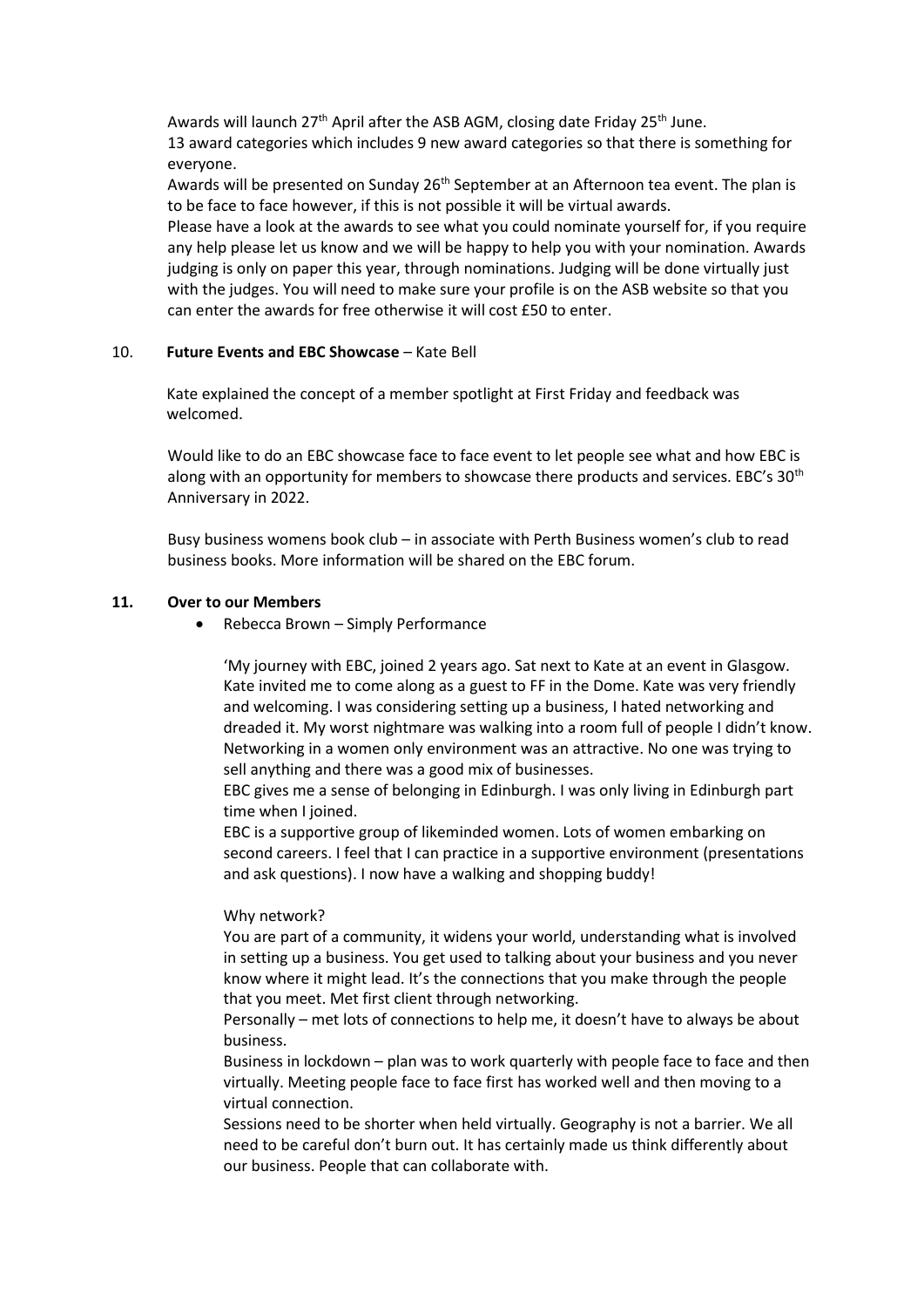Awards will launch 27th April after the ASB AGM, closing date Friday 25th June.
13 award categories which includes 9 new award categories so that there is something for everyone.
Awards will be presented on Sunday 26th September at an Afternoon tea event. The plan is to be face to face however, if this is not possible it will be virtual awards.
Please have a look at the awards to see what you could nominate yourself for, if you require any help please let us know and we will be happy to help you with your nomination. Awards judging is only on paper this year, through nominations. Judging will be done virtually just with the judges. You will need to make sure your profile is on the ASB website so that you can enter the awards for free otherwise it will cost £50 to enter.

10. **Future Events and EBC Showcase** – Kate Bell

Kate explained the concept of a member spotlight at First Friday and feedback was welcomed.

Would like to do an EBC showcase face to face event to let people see what and how EBC is along with an opportunity for members to showcase there products and services. EBC's 30th Anniversary in 2022.

Busy business womens book club – in associate with Perth Business women's club to read business books. More information will be shared on the EBC forum.

**11. Over to our Members**

- Rebecca Brown – Simply Performance

  'My journey with EBC, joined 2 years ago. Sat next to Kate at an event in Glasgow. Kate invited me to come along as a guest to FF in the Dome. Kate was very friendly and welcoming. I was considering setting up a business, I hated networking and dreaded it. My worst nightmare was walking into a room full of people I didn't know. Networking in a women only environment was an attractive. No one was trying to sell anything and there was a good mix of businesses.
  EBC gives me a sense of belonging in Edinburgh. I was only living in Edinburgh part time when I joined.
  EBC is a supportive group of likeminded women. Lots of women embarking on second careers. I feel that I can practice in a supportive environment (presentations and ask questions). I now have a walking and shopping buddy!

  Why network?
  You are part of a community, it widens your world, understanding what is involved in setting up a business. You get used to talking about your business and you never know where it might lead. It's the connections that you make through the people that you meet. Met first client through networking.
  Personally – met lots of connections to help me, it doesn't have to always be about business.
  Business in lockdown – plan was to work quarterly with people face to face and then virtually. Meeting people face to face first has worked well and then moving to a virtual connection.
  Sessions need to be shorter when held virtually. Geography is not a barrier. We all need to be careful don't burn out. It has certainly made us think differently about our business. People that can collaborate with.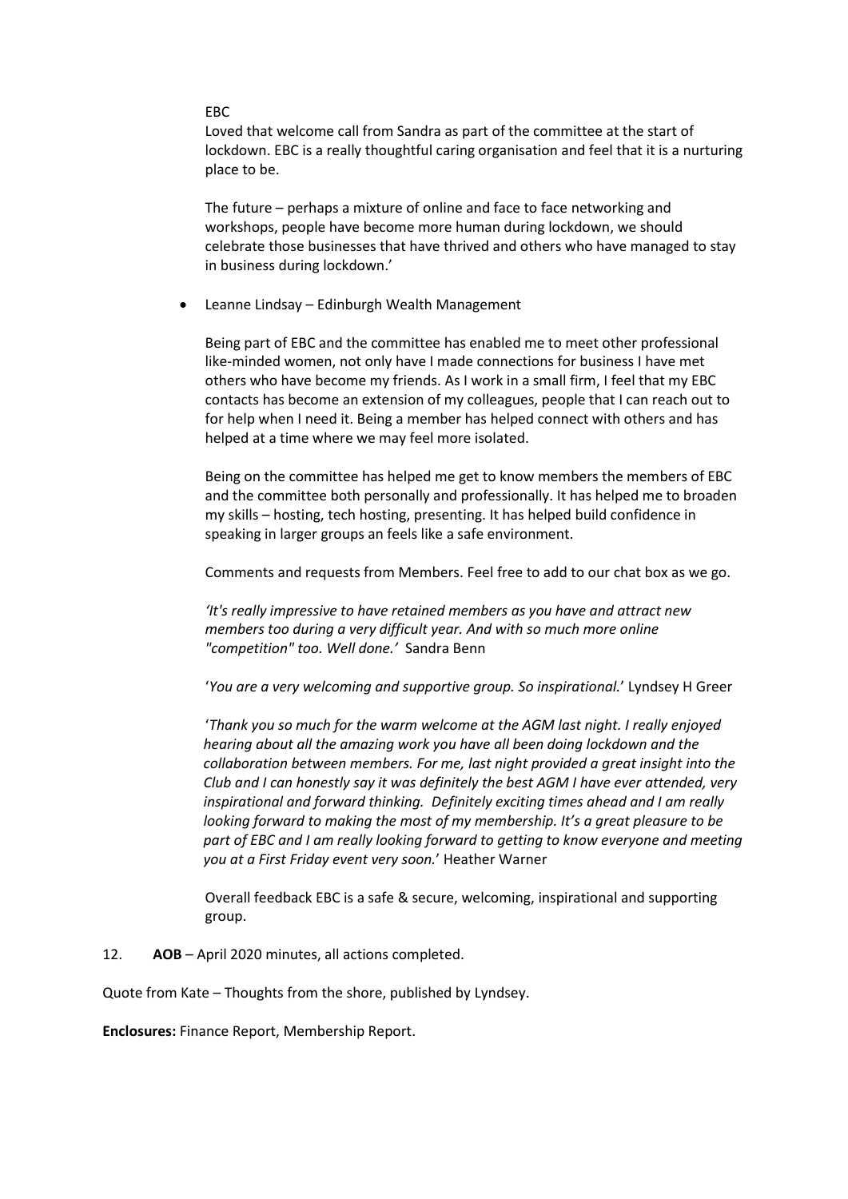EBC

Loved that welcome call from Sandra as part of the committee at the start of lockdown. EBC is a really thoughtful caring organisation and feel that it is a nurturing place to be.

The future – perhaps a mixture of online and face to face networking and workshops, people have become more human during lockdown, we should celebrate those businesses that have thrived and others who have managed to stay in business during lockdown.'

- Leanne Lindsay – Edinburgh Wealth Management

  Being part of EBC and the committee has enabled me to meet other professional like-minded women, not only have I made connections for business I have met others who have become my friends. As I work in a small firm, I feel that my EBC contacts has become an extension of my colleagues, people that I can reach out to for help when I need it. Being a member has helped connect with others and has helped at a time where we may feel more isolated.

  Being on the committee has helped me get to know members the members of EBC and the committee both personally and professionally. It has helped me to broaden my skills – hosting, tech hosting, presenting. It has helped build confidence in speaking in larger groups an feels like a safe environment.

  Comments and requests from Members. Feel free to add to our chat box as we go.

  *'It's really impressive to have retained members as you have and attract new members too during a very difficult year. And with so much more online "competition" too. Well done.'* Sandra Benn

  '*You are a very welcoming and supportive group. So inspirational.*' Lyndsey H Greer

  '*Thank you so much for the warm welcome at the AGM last night. I really enjoyed hearing about all the amazing work you have all been doing lockdown and the collaboration between members. For me, last night provided a great insight into the Club and I can honestly say it was definitely the best AGM I have ever attended, very inspirational and forward thinking. Definitely exciting times ahead and I am really looking forward to making the most of my membership. It's a great pleasure to be part of EBC and I am really looking forward to getting to know everyone and meeting you at a First Friday event very soon.*' Heather Warner

  Overall feedback EBC is a safe & secure, welcoming, inspirational and supporting group.

12. **AOB** – April 2020 minutes, all actions completed.

Quote from Kate – Thoughts from the shore, published by Lyndsey.

**Enclosures:** Finance Report, Membership Report.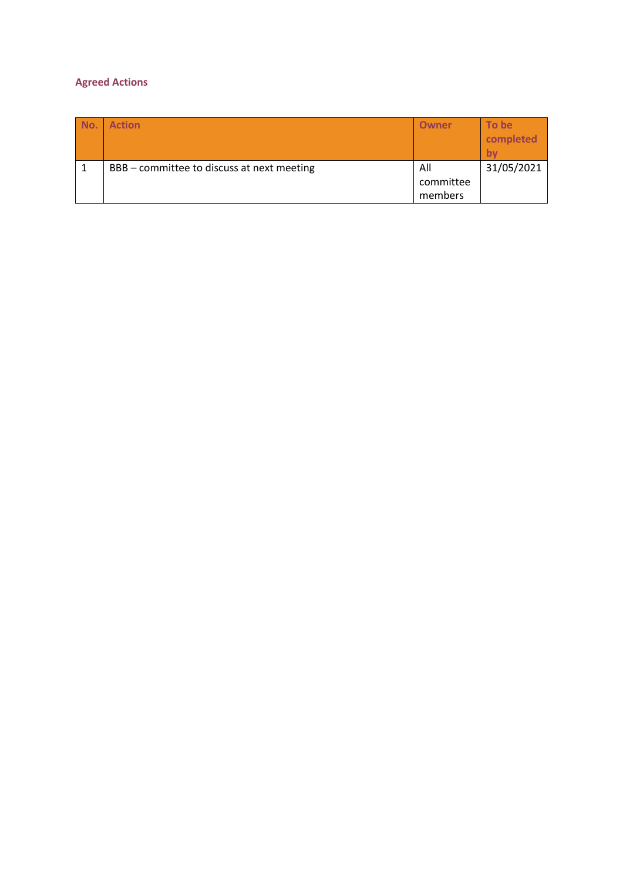## Agreed Actions

| No. | Action | Owner | To be completed by |
|---|---|---|---|
| 1 | BBB – committee to discuss at next meeting | All committee members | 31/05/2021 |